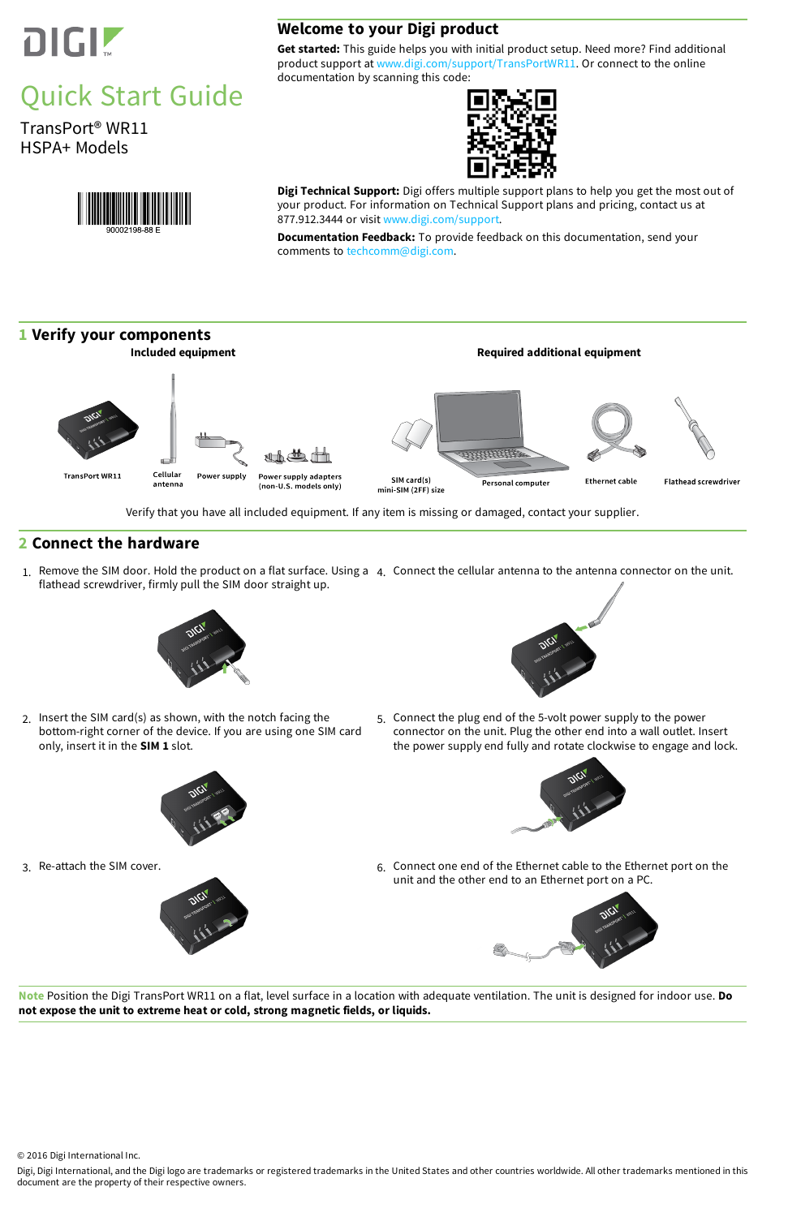# Quick Start Guide

TransPort® WR11
HSPA+ Models

90002198-88 E

## Welcome to your Digi product

**Get started:** This guide helps you with initial product setup. Need more? Find additional product support at www.digi.com/support/TransPortWR11. Or connect to the online documentation by scanning this code:

**Digi Technical Support:** Digi offers multiple support plans to help you get the most out of your product. For information on Technical Support plans and pricing, contact us at 877.912.3444 or visit www.digi.com/support.

**Documentation Feedback:** To provide feedback on this documentation, send your comments to techcomm@digi.com.

## 1 Verify your components

**Included equipment**

- TransPort WR11
- Cellular antenna
- Power supply
- Power supply adapters (non-U.S. models only)

**Required additional equipment**

- SIM card(s) mini-SIM (2FF) size
- Personal computer
- Ethernet cable
- Flathead screwdriver

Verify that you have all included equipment. If any item is missing or damaged, contact your supplier.

## 2 Connect the hardware

1. Remove the SIM door. Hold the product on a flat surface. Using a flathead screwdriver, firmly pull the SIM door straight up.
2. Insert the SIM card(s) as shown, with the notch facing the bottom-right corner of the device. If you are using one SIM card only, insert it in the **SIM 1** slot.
3. Re-attach the SIM cover.
4. Connect the cellular antenna to the antenna connector on the unit.
5. Connect the plug end of the 5-volt power supply to the power connector on the unit. Plug the other end into a wall outlet. Insert the power supply end fully and rotate clockwise to engage and lock.
6. Connect one end of the Ethernet cable to the Ethernet port on the unit and the other end to an Ethernet port on a PC.

**Note** Position the Digi TransPort WR11 on a flat, level surface in a location with adequate ventilation. The unit is designed for indoor use. **Do not expose the unit to extreme heat or cold, strong magnetic fields, or liquids.**

© 2016 Digi International Inc.

Digi, Digi International, and the Digi logo are trademarks or registered trademarks in the United States and other countries worldwide. All other trademarks mentioned in this document are the property of their respective owners.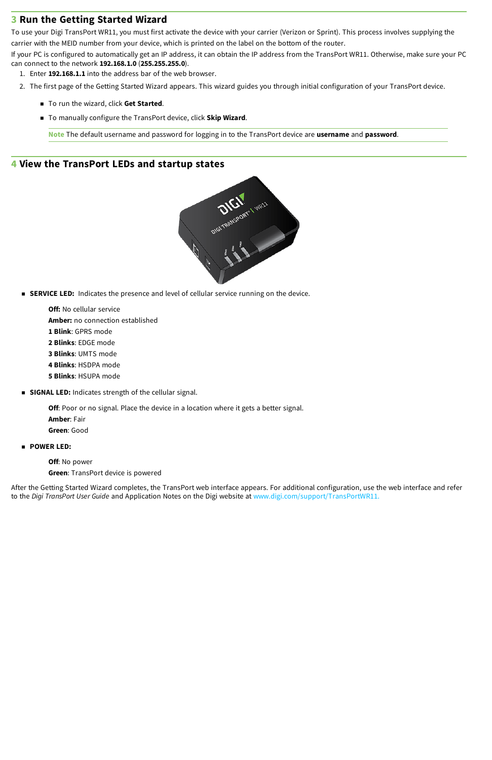## 3 Run the Getting Started Wizard

To use your Digi TransPort WR11, you must first activate the device with your carrier (Verizon or Sprint). This process involves supplying the carrier with the MEID number from your device, which is printed on the label on the bottom of the router.

If your PC is configured to automatically get an IP address, it can obtain the IP address from the TransPort WR11. Otherwise, make sure your PC can connect to the network **192.168.1.0** (**255.255.255.0**).

1. Enter **192.168.1.1** into the address bar of the web browser.
2. The first page of the Getting Started Wizard appears. This wizard guides you through initial configuration of your TransPort device.
   - To run the wizard, click **Get Started**.
   - To manually configure the TransPort device, click **Skip Wizard**.

   **Note** The default username and password for logging in to the TransPort device are **username** and **password**.

## 4 View the TransPort LEDs and startup states

- **SERVICE LED:** Indicates the presence and level of cellular service running on the device.

  **Off:** No cellular service
  **Amber:** no connection established
  **1 Blink**: GPRS mode
  **2 Blinks**: EDGE mode
  **3 Blinks**: UMTS mode
  **4 Blinks**: HSDPA mode
  **5 Blinks**: HSUPA mode

- **SIGNAL LED:** Indicates strength of the cellular signal.

  **Off**: Poor or no signal. Place the device in a location where it gets a better signal.
  **Amber**: Fair
  **Green**: Good

- **POWER LED:**

  **Off**: No power
  **Green**: TransPort device is powered

After the Getting Started Wizard completes, the TransPort web interface appears. For additional configuration, use the web interface and refer to the *Digi TransPort User Guide* and Application Notes on the Digi website at www.digi.com/support/TransPortWR11.